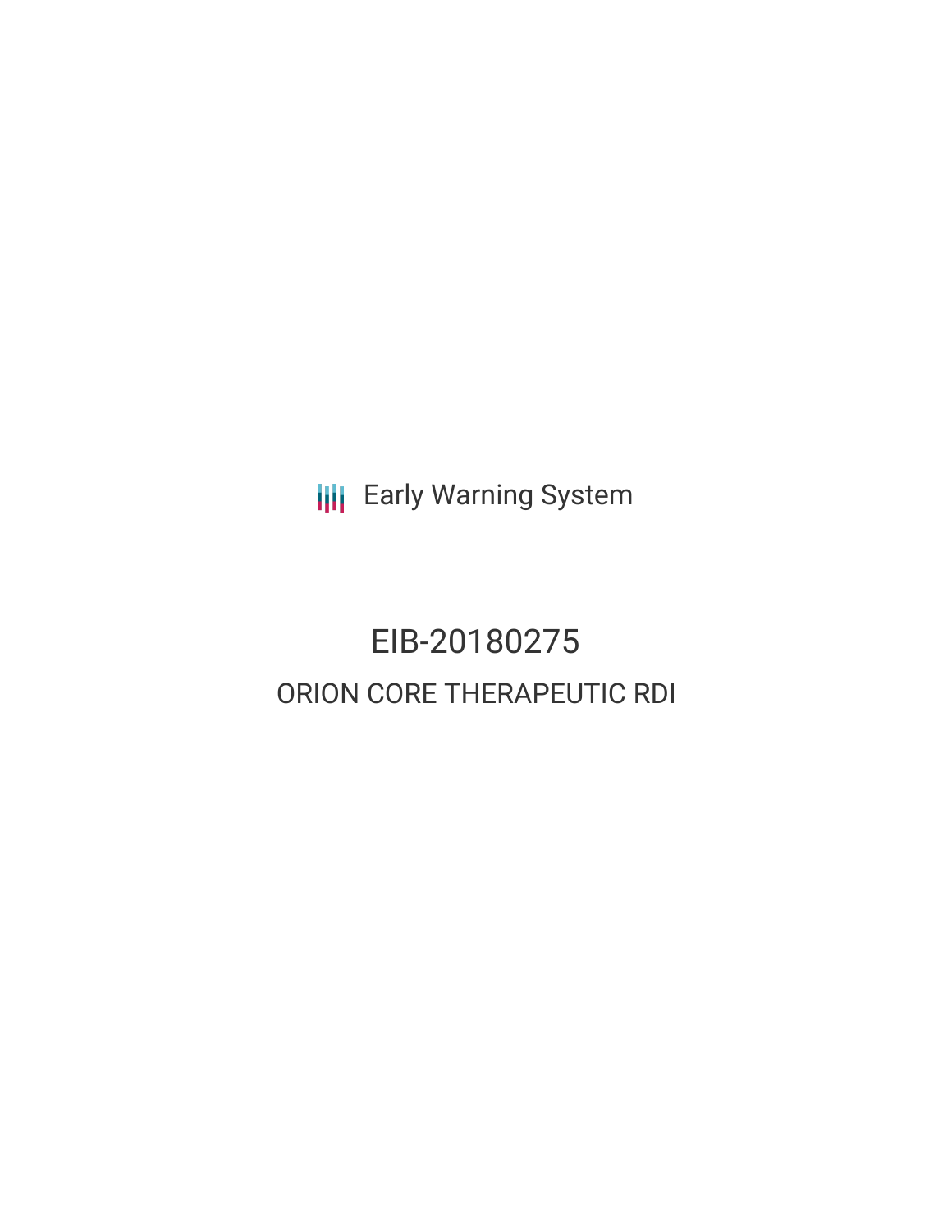Early Warning System

# EIB-20180275

## ORION CORE THERAPEUTIC RDI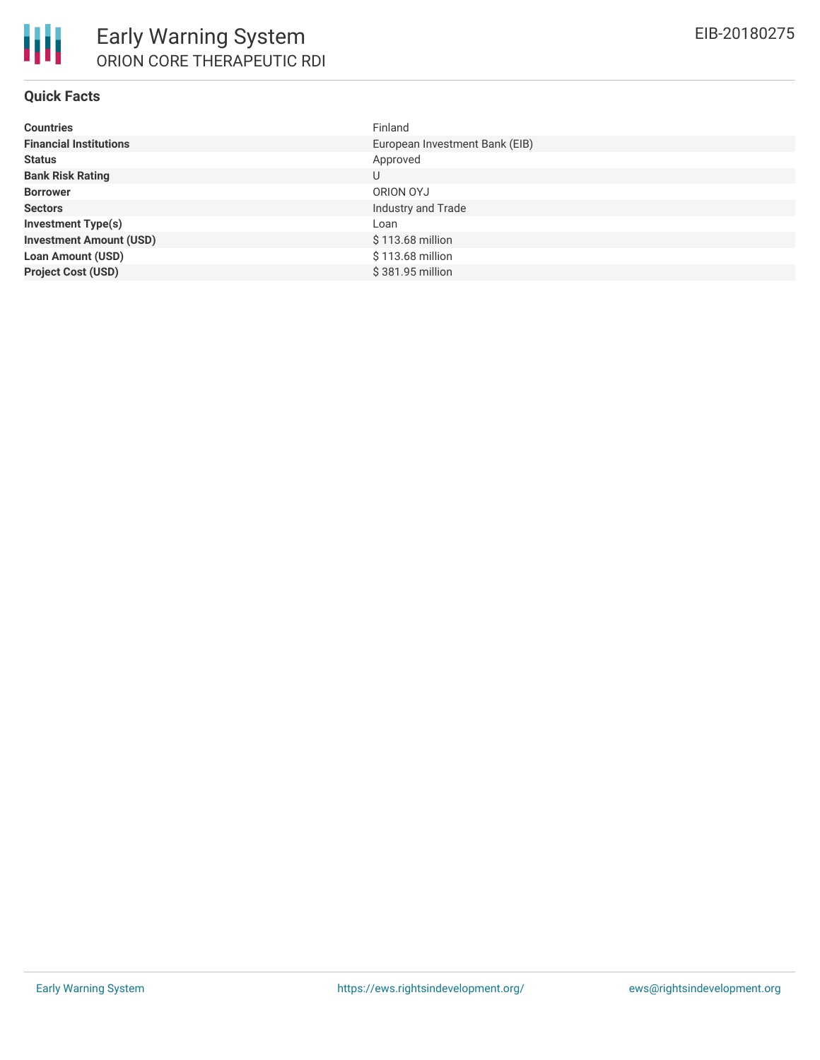# Early Warning System

## ORION CORE THERAPEUTIC RDI

EIB-20180275

### Quick Facts

| | |
|---|---|
| **Countries** | Finland |
| **Financial Institutions** | European Investment Bank (EIB) |
| **Status** | Approved |
| **Bank Risk Rating** | U |
| **Borrower** | ORION OYJ |
| **Sectors** | Industry and Trade |
| **Investment Type(s)** | Loan |
| **Investment Amount (USD)** | $ 113.68 million |
| **Loan Amount (USD)** | $ 113.68 million |
| **Project Cost (USD)** | $ 381.95 million |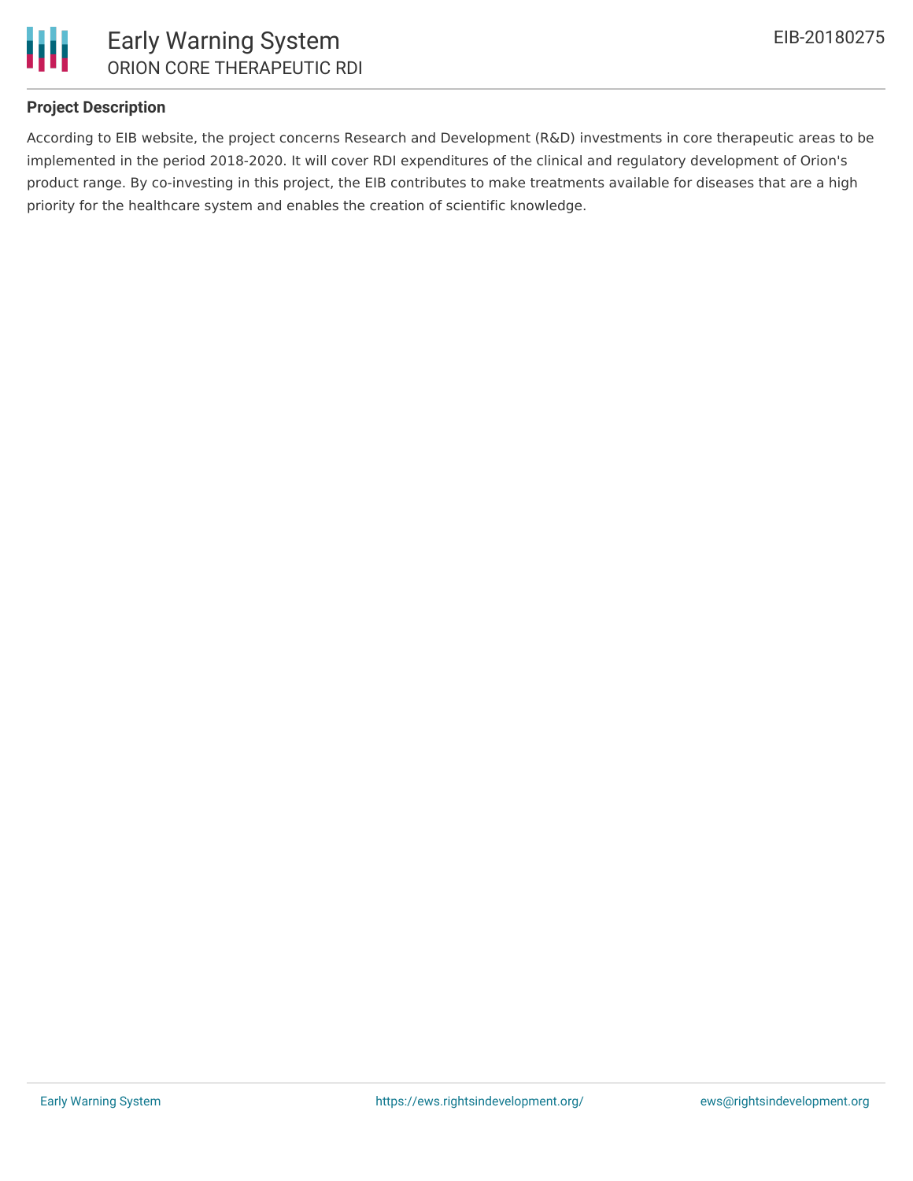## Project Description

According to EIB website, the project concerns Research and Development (R&D) investments in core therapeutic areas to be implemented in the period 2018-2020. It will cover RDI expenditures of the clinical and regulatory development of Orion's product range. By co-investing in this project, the EIB contributes to make treatments available for diseases that are a high priority for the healthcare system and enables the creation of scientific knowledge.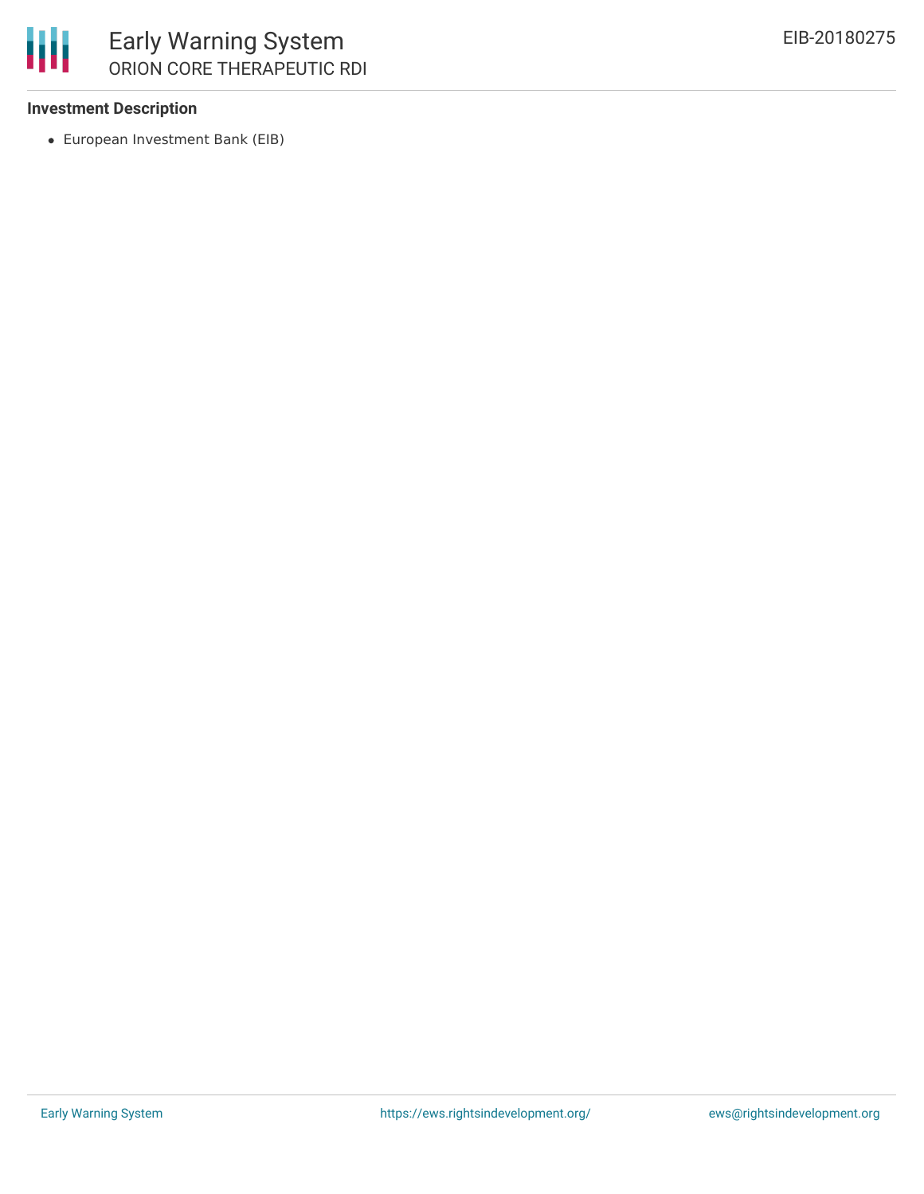**Investment Description**

- European Investment Bank (EIB)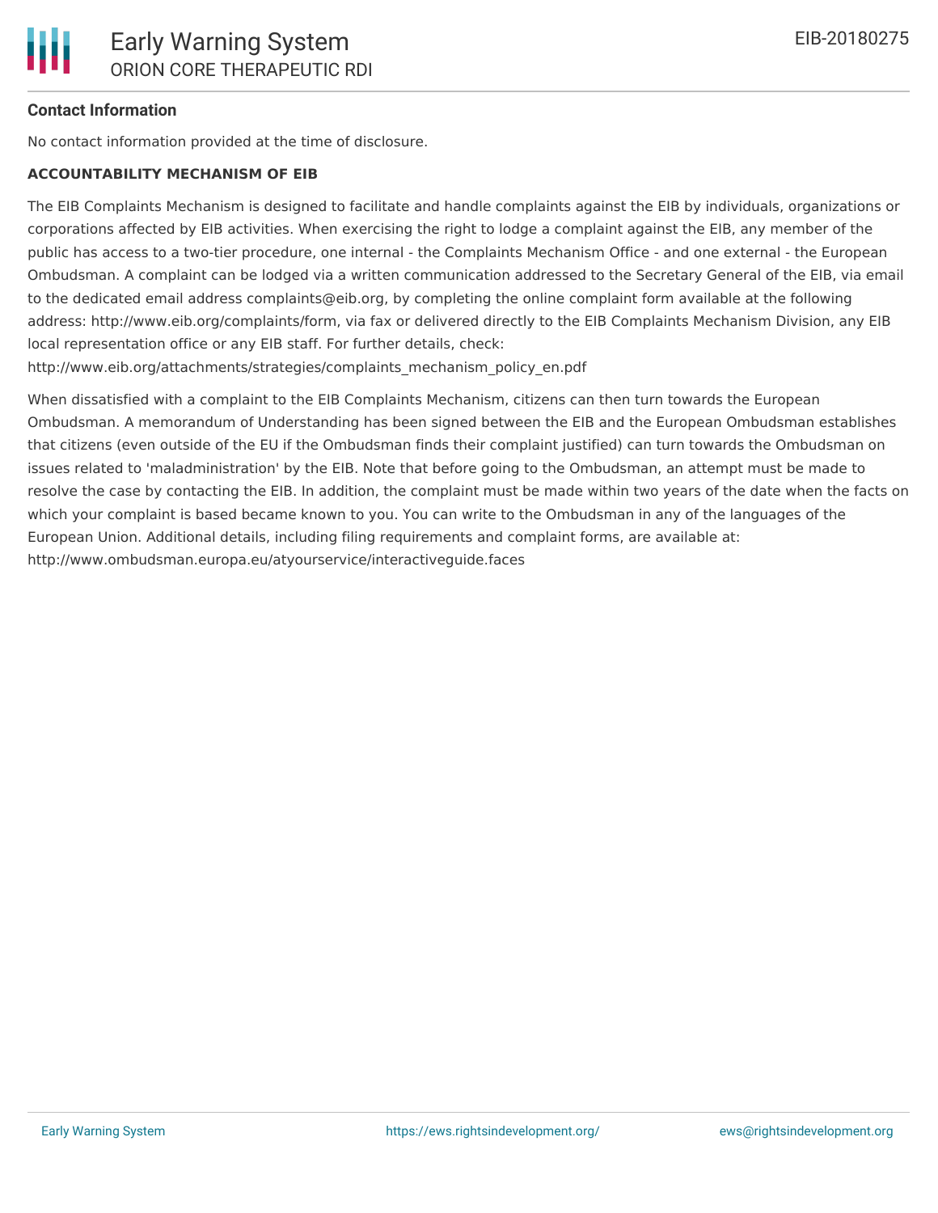## Contact Information

No contact information provided at the time of disclosure.

### ACCOUNTABILITY MECHANISM OF EIB

The EIB Complaints Mechanism is designed to facilitate and handle complaints against the EIB by individuals, organizations or corporations affected by EIB activities. When exercising the right to lodge a complaint against the EIB, any member of the public has access to a two-tier procedure, one internal - the Complaints Mechanism Office - and one external - the European Ombudsman. A complaint can be lodged via a written communication addressed to the Secretary General of the EIB, via email to the dedicated email address complaints@eib.org, by completing the online complaint form available at the following address: http://www.eib.org/complaints/form, via fax or delivered directly to the EIB Complaints Mechanism Division, any EIB local representation office or any EIB staff. For further details, check: http://www.eib.org/attachments/strategies/complaints_mechanism_policy_en.pdf

When dissatisfied with a complaint to the EIB Complaints Mechanism, citizens can then turn towards the European Ombudsman. A memorandum of Understanding has been signed between the EIB and the European Ombudsman establishes that citizens (even outside of the EU if the Ombudsman finds their complaint justified) can turn towards the Ombudsman on issues related to 'maladministration' by the EIB. Note that before going to the Ombudsman, an attempt must be made to resolve the case by contacting the EIB. In addition, the complaint must be made within two years of the date when the facts on which your complaint is based became known to you. You can write to the Ombudsman in any of the languages of the European Union. Additional details, including filing requirements and complaint forms, are available at: http://www.ombudsman.europa.eu/atyourservice/interactiveguide.faces